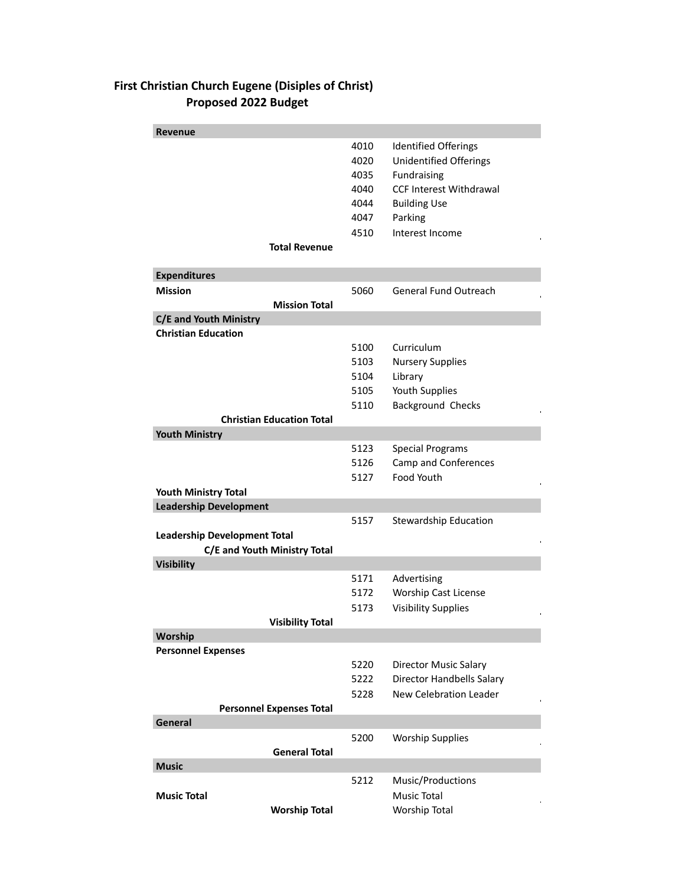**First Christian Church Eugene (Disiples of Christ)**
**Proposed 2022 Budget**

| | | |
|---|---|---|
| **Revenue** | | |
| | 4010 | Identified Offerings |
| | 4020 | Unidentified Offerings |
| | 4035 | Fundraising |
| | 4040 | CCF Interest Withdrawal |
| | 4044 | Building Use |
| | 4047 | Parking |
| | 4510 | Interest Income |
| **Total Revenue** | | |
| | | |
| **Expenditures** | | |
| **Mission** | 5060 | General Fund Outreach |
| **Mission Total** | | |
| **C/E and Youth Ministry** | | |
| **Christian Education** | | |
| | 5100 | Curriculum |
| | 5103 | Nursery Supplies |
| | 5104 | Library |
| | 5105 | Youth Supplies |
| | 5110 | Background Checks |
| **Christian Education Total** | | |
| **Youth Ministry** | | |
| | 5123 | Special Programs |
| | 5126 | Camp and Conferences |
| | 5127 | Food Youth |
| **Youth Ministry Total** | | |
| **Leadership Development** | | |
| | 5157 | Stewardship Education |
| **Leadership Development Total** | | |
| **C/E and Youth Ministry Total** | | |
| **Visibility** | | |
| | 5171 | Advertising |
| | 5172 | Worship Cast License |
| | 5173 | Visibility Supplies |
| **Visibility Total** | | |
| **Worship** | | |
| **Personnel Expenses** | | |
| | 5220 | Director Music Salary |
| | 5222 | Director Handbells Salary |
| | 5228 | New Celebration Leader |
| **Personnel Expenses Total** | | |
| **General** | | |
| | 5200 | Worship Supplies |
| **General Total** | | |
| **Music** | | |
| | 5212 | Music/Productions |
| **Music Total** | | Music Total |
| **Worship Total** | | Worship Total |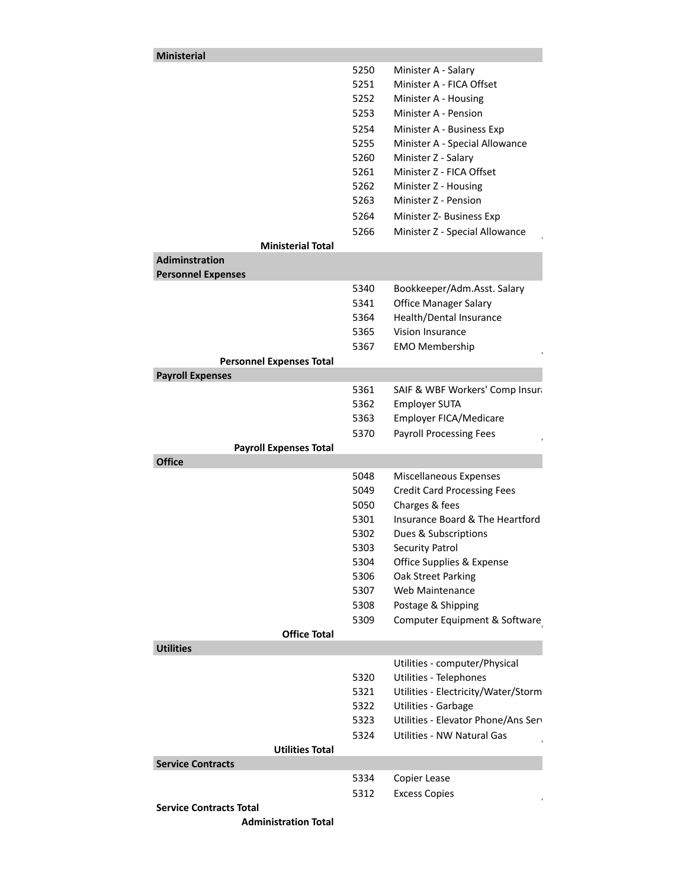| | Account | Description |
|---|---|---|
| **Ministerial** | | |
| | 5250 | Minister A - Salary |
| | 5251 | Minister A - FICA Offset |
| | 5252 | Minister A - Housing |
| | 5253 | Minister A - Pension |
| | 5254 | Minister A - Business Exp |
| | 5255 | Minister A - Special Allowance |
| | 5260 | Minister Z - Salary |
| | 5261 | Minister Z - FICA Offset |
| | 5262 | Minister Z - Housing |
| | 5263 | Minister Z - Pension |
| | 5264 | Minister Z- Business Exp |
| | 5266 | Minister Z - Special Allowance |
| **Ministerial Total** | | |
| **Adiminstration** | | |
| **Personnel Expenses** | | |
| | 5340 | Bookkeeper/Adm.Asst. Salary |
| | 5341 | Office Manager Salary |
| | 5364 | Health/Dental Insurance |
| | 5365 | Vision Insurance |
| | 5367 | EMO Membership |
| **Personnel Expenses Total** | | |
| **Payroll Expenses** | | |
| | 5361 | SAIF & WBF Workers' Comp Insur |
| | 5362 | Employer SUTA |
| | 5363 | Employer FICA/Medicare |
| | 5370 | Payroll Processing Fees |
| **Payroll Expenses Total** | | |
| **Office** | | |
| | 5048 | Miscellaneous Expenses |
| | 5049 | Credit Card Processing Fees |
| | 5050 | Charges & fees |
| | 5301 | Insurance Board & The Heartford |
| | 5302 | Dues & Subscriptions |
| | 5303 | Security Patrol |
| | 5304 | Office Supplies & Expense |
| | 5306 | Oak Street Parking |
| | 5307 | Web Maintenance |
| | 5308 | Postage & Shipping |
| | 5309 | Computer Equipment & Software |
| **Office Total** | | |
| **Utilities** | | |
| | | Utilities - computer/Physical |
| | 5320 | Utilities - Telephones |
| | 5321 | Utilities - Electricity/Water/Storm |
| | 5322 | Utilities - Garbage |
| | 5323 | Utilities - Elevator Phone/Ans Serv |
| | 5324 | Utilities - NW Natural Gas |
| **Utilities Total** | | |
| **Service Contracts** | | |
| | 5334 | Copier Lease |
| | 5312 | Excess Copies |
| **Service Contracts Total** | | |
| **Administration Total** | | |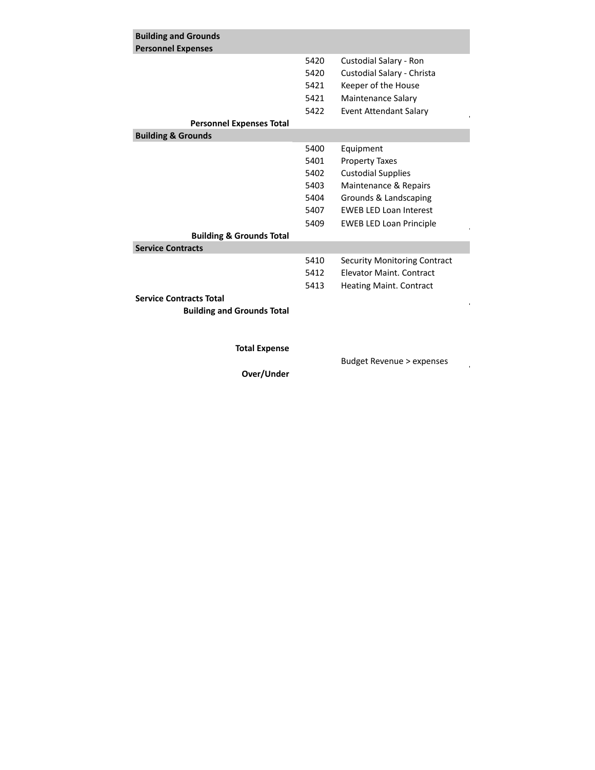| Building and Grounds | | |
|---|---|---|
| **Personnel Expenses** | | |
| | 5420 | Custodial Salary - Ron |
| | 5420 | Custodial Salary - Christa |
| | 5421 | Keeper of the House |
| | 5421 | Maintenance Salary |
| | 5422 | Event Attendant Salary |
| **Personnel Expenses Total** | | |
| **Building & Grounds** | | |
| | 5400 | Equipment |
| | 5401 | Property Taxes |
| | 5402 | Custodial Supplies |
| | 5403 | Maintenance & Repairs |
| | 5404 | Grounds & Landscaping |
| | 5407 | EWEB LED Loan Interest |
| | 5409 | EWEB LED Loan Principle |
| **Building & Grounds Total** | | |
| **Service Contracts** | | |
| | 5410 | Security Monitoring Contract |
| | 5412 | Elevator Maint. Contract |
| | 5413 | Heating Maint. Contract |
| **Service Contracts Total** | | |
| **Building and Grounds Total** | | |
| | | |
| **Total Expense** | | |
| | | Budget Revenue > expenses |
| **Over/Under** | | |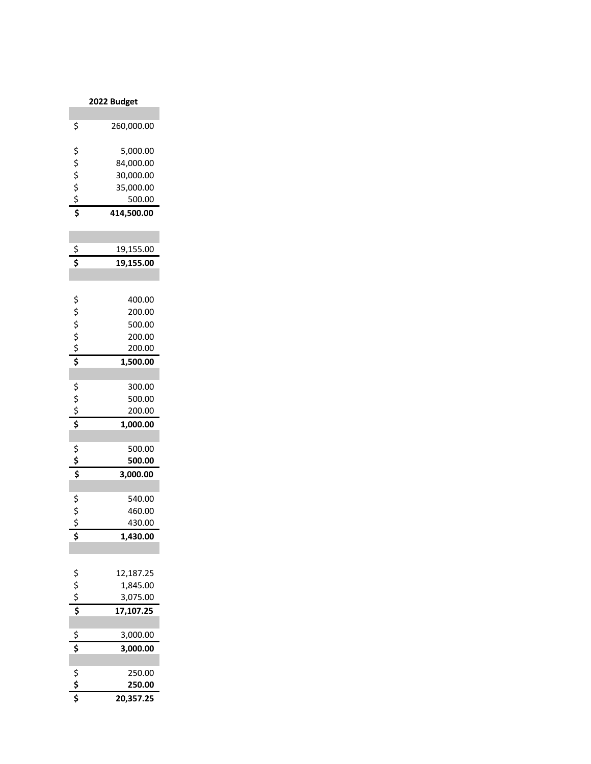| 2022 Budget |
|---|
| |
| $ 260,000.00 |
| |
| $ 5,000.00 |
| $ 84,000.00 |
| $ 30,000.00 |
| $ 35,000.00 |
| $ 500.00 |
| **$ 414,500.00** |
| |
| |
| $ 19,155.00 |
| **$ 19,155.00** |
| |
| |
| $ 400.00 |
| $ 200.00 |
| $ 500.00 |
| $ 200.00 |
| $ 200.00 |
| **$ 1,500.00** |
| |
| $ 300.00 |
| $ 500.00 |
| $ 200.00 |
| **$ 1,000.00** |
| |
| $ 500.00 |
| **$ 500.00** |
| **$ 3,000.00** |
| |
| $ 540.00 |
| $ 460.00 |
| $ 430.00 |
| **$ 1,430.00** |
| |
| |
| $ 12,187.25 |
| $ 1,845.00 |
| $ 3,075.00 |
| **$ 17,107.25** |
| |
| $ 3,000.00 |
| **$ 3,000.00** |
| |
| $ 250.00 |
| **$ 250.00** |
| **$ 20,357.25** |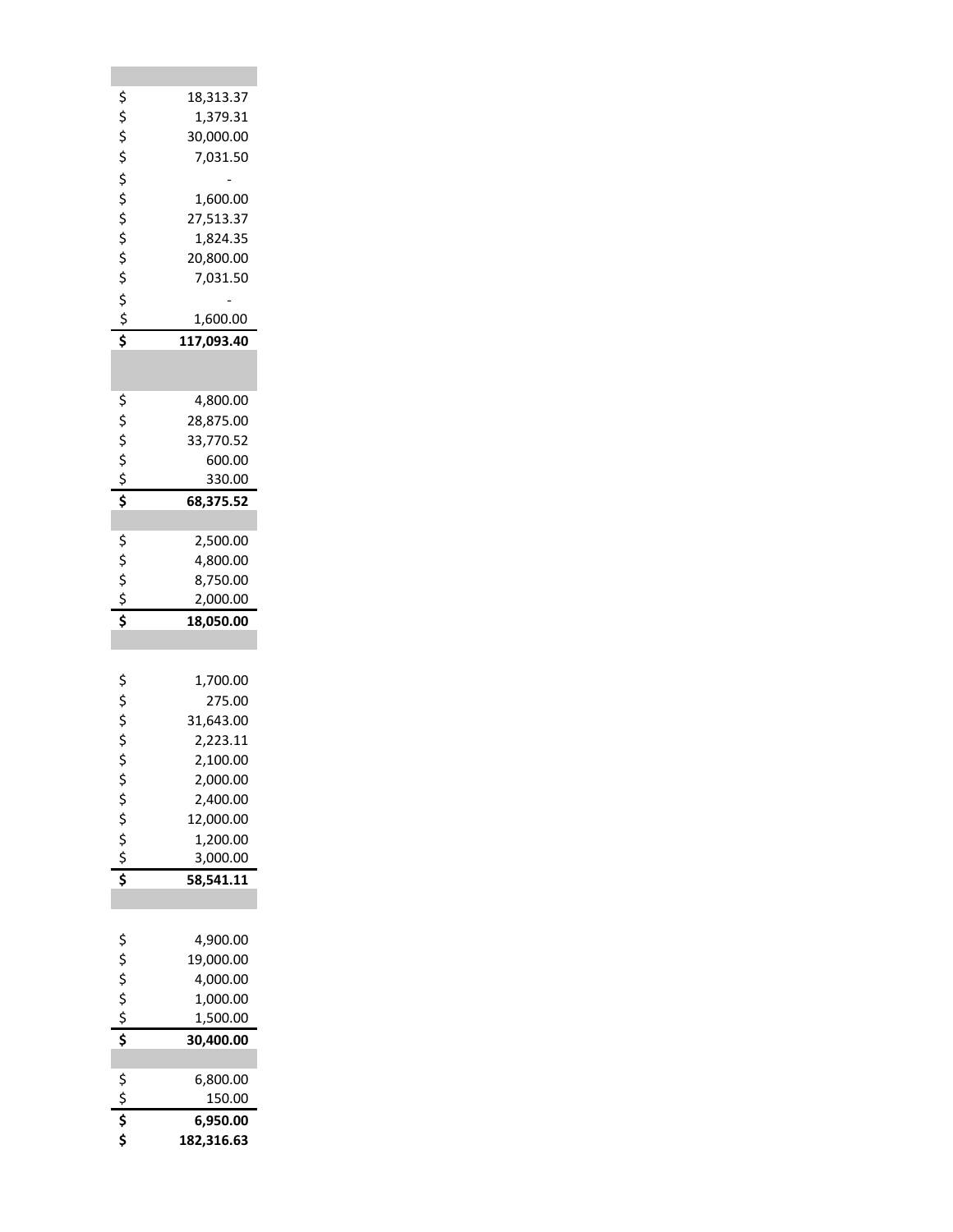| | |
|---|---|
| | |
| $ | 18,313.37 |
| $ | 1,379.31 |
| $ | 30,000.00 |
| $ | 7,031.50 |
| $ | - |
| $ | 1,600.00 |
| $ | 27,513.37 |
| $ | 1,824.35 |
| $ | 20,800.00 |
| $ | 7,031.50 |
| $ | - |
| $ | 1,600.00 |
| **$** | **117,093.40** |
| | |
| $ | 4,800.00 |
| $ | 28,875.00 |
| $ | 33,770.52 |
| $ | 600.00 |
| $ | 330.00 |
| **$** | **68,375.52** |
| | |
| $ | 2,500.00 |
| $ | 4,800.00 |
| $ | 8,750.00 |
| $ | 2,000.00 |
| **$** | **18,050.00** |
| | |
| $ | 1,700.00 |
| $ | 275.00 |
| $ | 31,643.00 |
| $ | 2,223.11 |
| $ | 2,100.00 |
| $ | 2,000.00 |
| $ | 2,400.00 |
| $ | 12,000.00 |
| $ | 1,200.00 |
| $ | 3,000.00 |
| **$** | **58,541.11** |
| | |
| $ | 4,900.00 |
| $ | 19,000.00 |
| $ | 4,000.00 |
| $ | 1,000.00 |
| $ | 1,500.00 |
| **$** | **30,400.00** |
| | |
| $ | 6,800.00 |
| $ | 150.00 |
| **$** | **6,950.00** |
| **$** | **182,316.63** |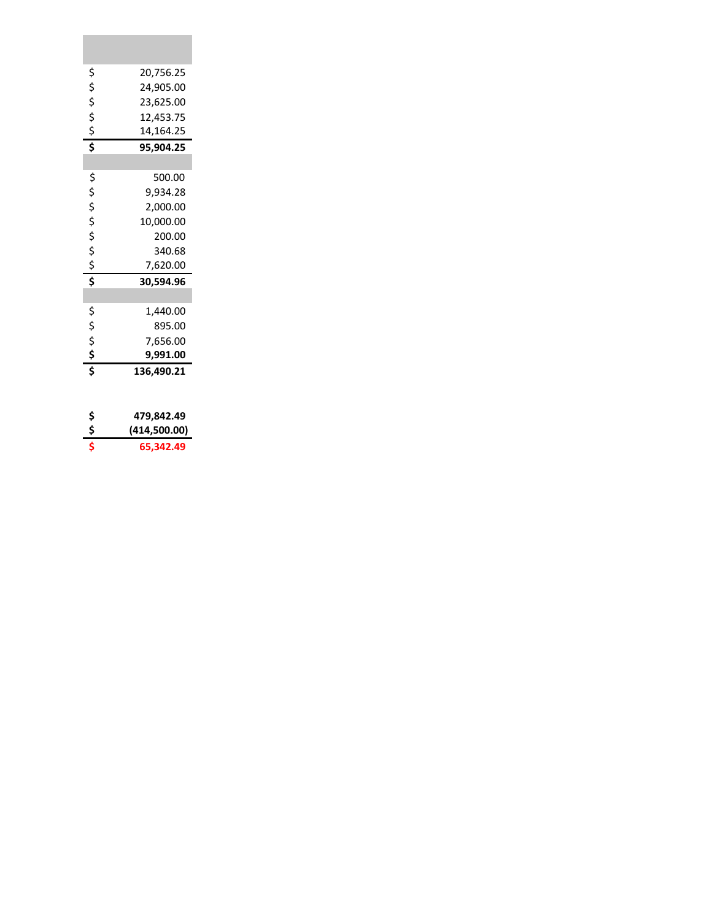| | |
|---|---|
| | |
| $ | 20,756.25 |
| $ | 24,905.00 |
| $ | 23,625.00 |
| $ | 12,453.75 |
| $ | 14,164.25 |
| **$** | **95,904.25** |
| | |
| $ | 500.00 |
| $ | 9,934.28 |
| $ | 2,000.00 |
| $ | 10,000.00 |
| $ | 200.00 |
| $ | 340.68 |
| $ | 7,620.00 |
| **$** | **30,594.96** |
| | |
| $ | 1,440.00 |
| $ | 895.00 |
| $ | 7,656.00 |
| **$** | **9,991.00** |
| **$** | **136,490.21** |
| | |
| **$** | **479,842.49** |
| **$** | **(414,500.00)** |
| **$** | **65,342.49** |